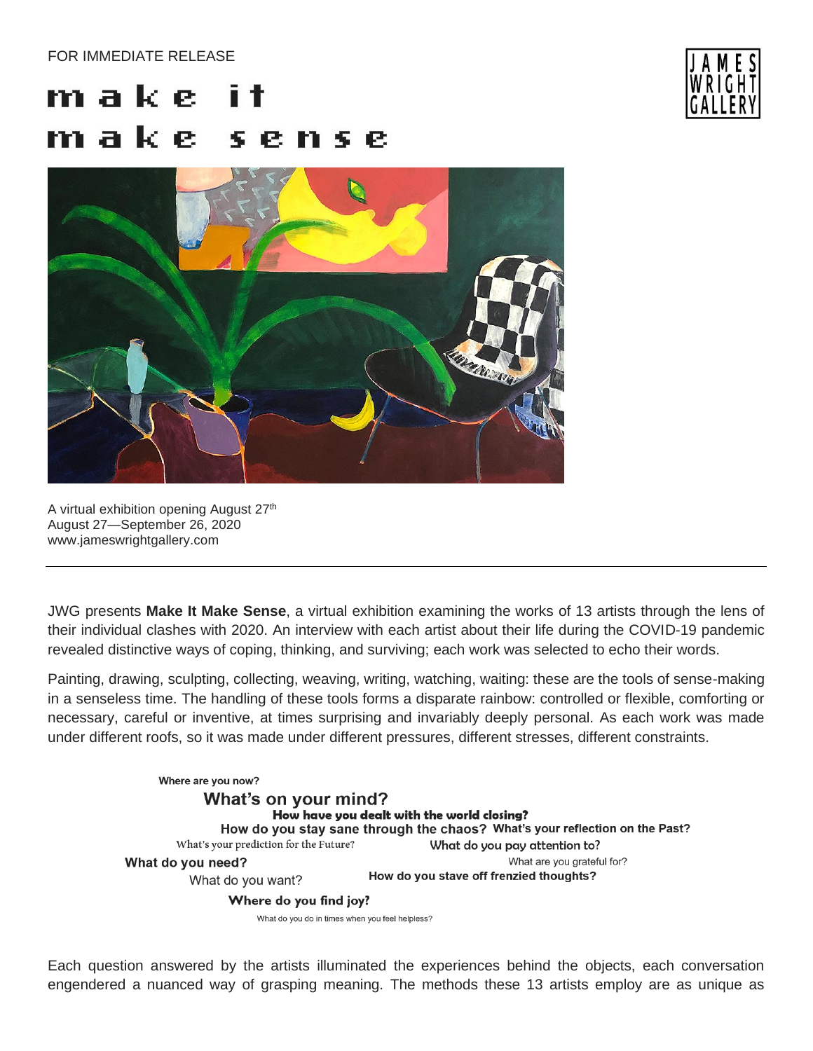FOR IMMEDIATE RELEASE

# make it make sense

JAMES WRIGHT GALLERY

A virtual exhibition opening August 27th
August 27—September 26, 2020
www.jameswrightgallery.com

---

JWG presents **Make It Make Sense**, a virtual exhibition examining the works of 13 artists through the lens of their individual clashes with 2020. An interview with each artist about their life during the COVID-19 pandemic revealed distinctive ways of coping, thinking, and surviving; each work was selected to echo their words.

Painting, drawing, sculpting, collecting, weaving, writing, watching, waiting: these are the tools of sense-making in a senseless time. The handling of these tools forms a disparate rainbow: controlled or flexible, comforting or necessary, careful or inventive, at times surprising and invariably deeply personal. As each work was made under different roofs, so it was made under different pressures, different stresses, different constraints.

**Where are you now?**

**What's on your mind?**

**How have you dealt with the world closing?**

**How do you stay sane through the chaos?** **What's your reflection on the Past?**

What's your prediction for the Future?

**What do you pay attention to?**

**What do you need?**

What are you grateful for?

What do you want?

**How do you stave off frenzied thoughts?**

**Where do you find joy?**

What do you do in times when you feel helpless?

Each question answered by the artists illuminated the experiences behind the objects, each conversation engendered a nuanced way of grasping meaning. The methods these 13 artists employ are as unique as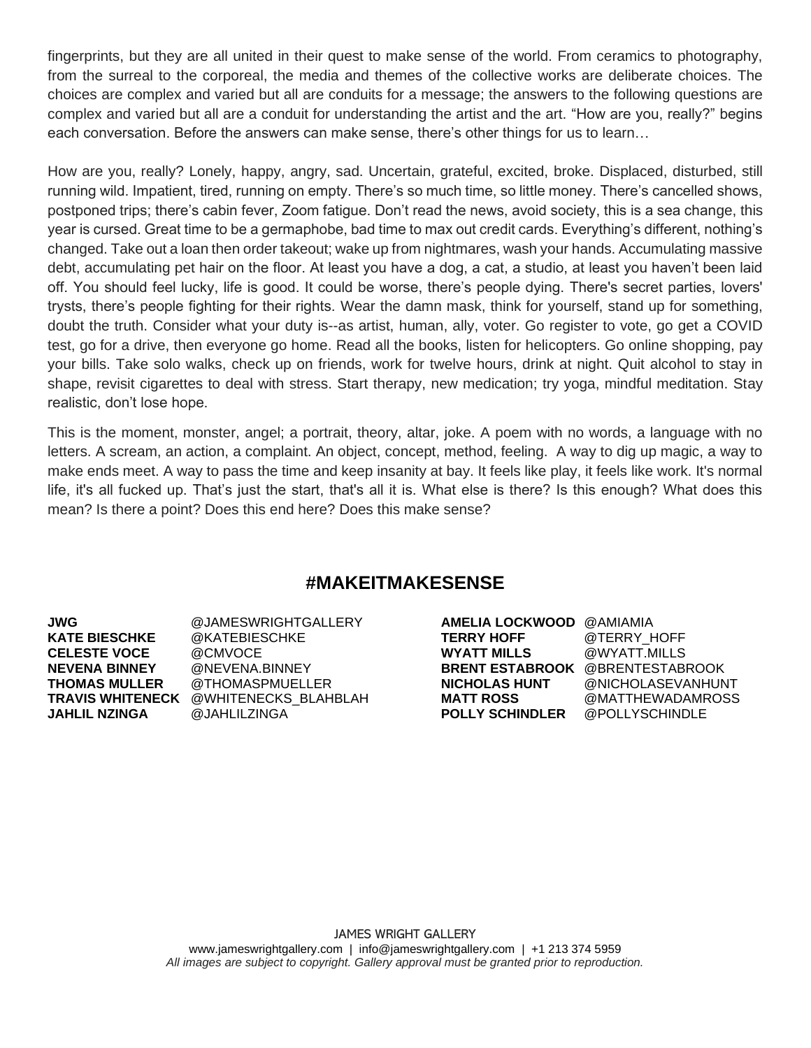fingerprints, but they are all united in their quest to make sense of the world. From ceramics to photography, from the surreal to the corporeal, the media and themes of the collective works are deliberate choices. The choices are complex and varied but all are conduits for a message; the answers to the following questions are complex and varied but all are a conduit for understanding the artist and the art. “How are you, really?” begins each conversation. Before the answers can make sense, there’s other things for us to learn…

How are you, really? Lonely, happy, angry, sad. Uncertain, grateful, excited, broke. Displaced, disturbed, still running wild. Impatient, tired, running on empty. There’s so much time, so little money. There’s cancelled shows, postponed trips; there’s cabin fever, Zoom fatigue. Don’t read the news, avoid society, this is a sea change, this year is cursed. Great time to be a germaphobe, bad time to max out credit cards. Everything’s different, nothing’s changed. Take out a loan then order takeout; wake up from nightmares, wash your hands. Accumulating massive debt, accumulating pet hair on the floor. At least you have a dog, a cat, a studio, at least you haven’t been laid off. You should feel lucky, life is good. It could be worse, there’s people dying. There's secret parties, lovers' trysts, there’s people fighting for their rights. Wear the damn mask, think for yourself, stand up for something, doubt the truth. Consider what your duty is--as artist, human, ally, voter. Go register to vote, go get a COVID test, go for a drive, then everyone go home. Read all the books, listen for helicopters. Go online shopping, pay your bills. Take solo walks, check up on friends, work for twelve hours, drink at night. Quit alcohol to stay in shape, revisit cigarettes to deal with stress. Start therapy, new medication; try yoga, mindful meditation. Stay realistic, don’t lose hope.

This is the moment, monster, angel; a portrait, theory, altar, joke. A poem with no words, a language with no letters. A scream, an action, a complaint. An object, concept, method, feeling. A way to dig up magic, a way to make ends meet. A way to pass the time and keep insanity at bay. It feels like play, it feels like work. It's normal life, it's all fucked up. That’s just the start, that's all it is. What else is there? Is this enough? What does this mean? Is there a point? Does this end here? Does this make sense?

## #MAKEITMAKESENSE

| | |
|---|---|
| **JWG** | @JAMESWRIGHTGALLERY |
| **KATE BIESCHKE** | @KATEBIESCHKE |
| **CELESTE VOCE** | @CMVOCE |
| **NEVENA BINNEY** | @NEVENA.BINNEY |
| **THOMAS MULLER** | @THOMASPMUELLER |
| **TRAVIS WHITENECK** | @WHITENECKS_BLAHBLAH |
| **JAHLIL NZINGA** | @JAHLILZINGA |
| **AMELIA LOCKWOOD** | @AMIAMIA |
| **TERRY HOFF** | @TERRY_HOFF |
| **WYATT MILLS** | @WYATT.MILLS |
| **BRENT ESTABROOK** | @BRENTESTABROOK |
| **NICHOLAS HUNT** | @NICHOLASEVANHUNT |
| **MATT ROSS** | @MATTHEWADAMROSS |
| **POLLY SCHINDLER** | @POLLYSCHINDLE |

JAMES WRIGHT GALLERY
www.jameswrightgallery.com | info@jameswrightgallery.com | +1 213 374 5959
*All images are subject to copyright. Gallery approval must be granted prior to reproduction.*